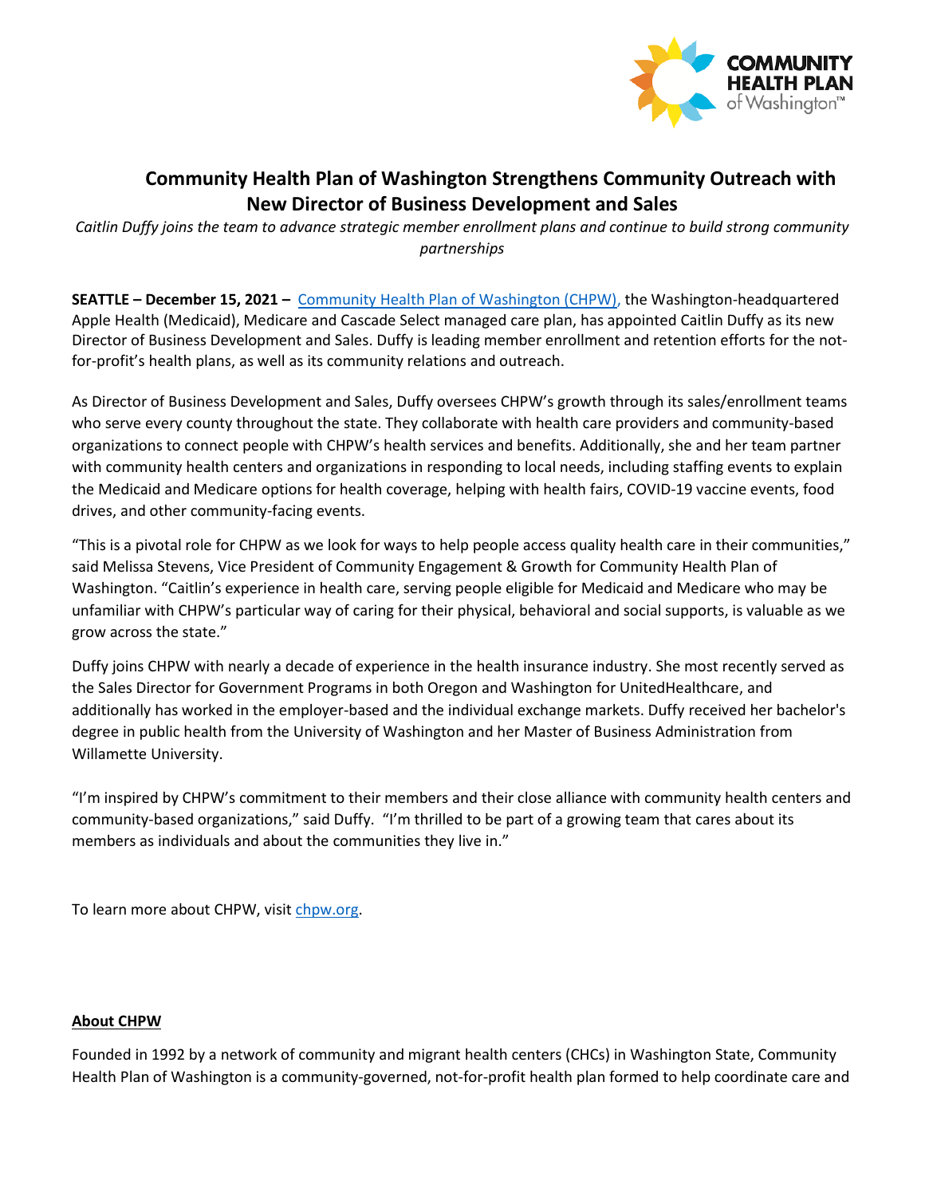# Community Health Plan of Washington Strengthens Community Outreach with New Director of Business Development and Sales

*Caitlin Duffy joins the team to advance strategic member enrollment plans and continue to build strong community partnerships*

**SEATTLE – December 15, 2021 –** Community Health Plan of Washington (CHPW), the Washington-headquartered Apple Health (Medicaid), Medicare and Cascade Select managed care plan, has appointed Caitlin Duffy as its new Director of Business Development and Sales. Duffy is leading member enrollment and retention efforts for the not-for-profit's health plans, as well as its community relations and outreach.

As Director of Business Development and Sales, Duffy oversees CHPW's growth through its sales/enrollment teams who serve every county throughout the state. They collaborate with health care providers and community-based organizations to connect people with CHPW's health services and benefits. Additionally, she and her team partner with community health centers and organizations in responding to local needs, including staffing events to explain the Medicaid and Medicare options for health coverage, helping with health fairs, COVID-19 vaccine events, food drives, and other community-facing events.

"This is a pivotal role for CHPW as we look for ways to help people access quality health care in their communities," said Melissa Stevens, Vice President of Community Engagement & Growth for Community Health Plan of Washington. "Caitlin's experience in health care, serving people eligible for Medicaid and Medicare who may be unfamiliar with CHPW's particular way of caring for their physical, behavioral and social supports, is valuable as we grow across the state."

Duffy joins CHPW with nearly a decade of experience in the health insurance industry. She most recently served as the Sales Director for Government Programs in both Oregon and Washington for UnitedHealthcare, and additionally has worked in the employer-based and the individual exchange markets. Duffy received her bachelor's degree in public health from the University of Washington and her Master of Business Administration from Willamette University.

"I'm inspired by CHPW's commitment to their members and their close alliance with community health centers and community-based organizations," said Duffy. "I'm thrilled to be part of a growing team that cares about its members as individuals and about the communities they live in."

To learn more about CHPW, visit chpw.org.

## About CHPW

Founded in 1992 by a network of community and migrant health centers (CHCs) in Washington State, Community Health Plan of Washington is a community-governed, not-for-profit health plan formed to help coordinate care and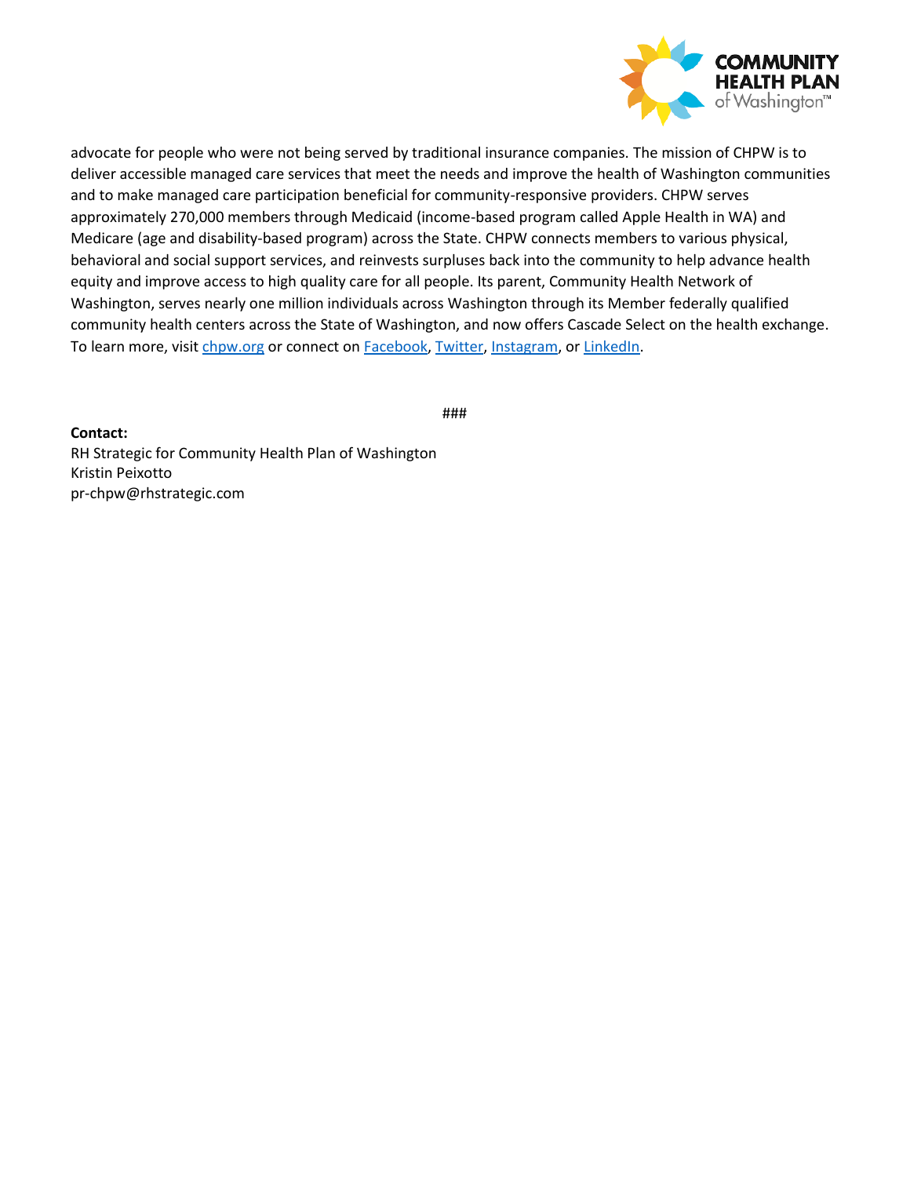advocate for people who were not being served by traditional insurance companies. The mission of CHPW is to deliver accessible managed care services that meet the needs and improve the health of Washington communities and to make managed care participation beneficial for community-responsive providers. CHPW serves approximately 270,000 members through Medicaid (income-based program called Apple Health in WA) and Medicare (age and disability-based program) across the State. CHPW connects members to various physical, behavioral and social support services, and reinvests surpluses back into the community to help advance health equity and improve access to high quality care for all people. Its parent, Community Health Network of Washington, serves nearly one million individuals across Washington through its Member federally qualified community health centers across the State of Washington, and now offers Cascade Select on the health exchange. To learn more, visit [chpw.org]() or connect on [Facebook](), [Twitter](), [Instagram](), or [LinkedIn]().

###

**Contact:**
RH Strategic for Community Health Plan of Washington
Kristin Peixotto
pr-chpw@rhstrategic.com